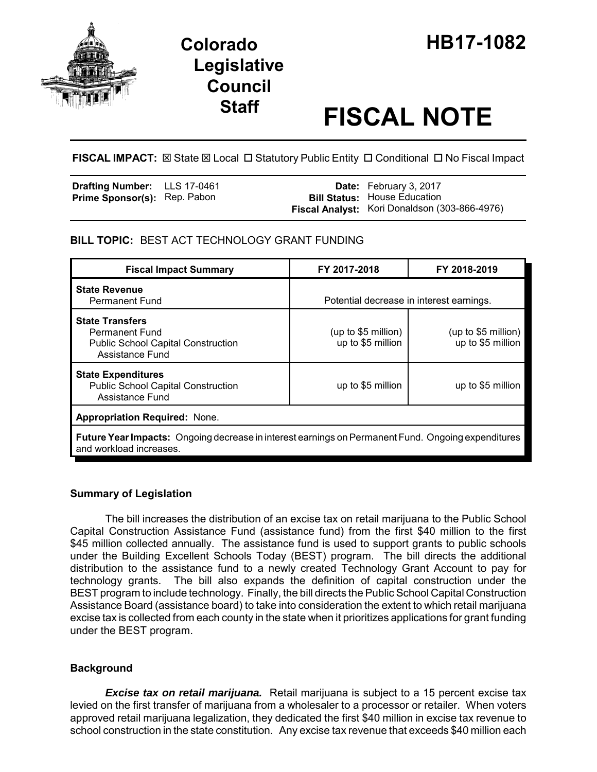# Colorado Legislative Council Staff

# HB17-1082

# FISCAL NOTE

**FISCAL IMPACT:** ☒ State ☒ Local ☐ Statutory Public Entity ☐ Conditional ☐ No Fiscal Impact

| | | | |
|---|---|---|---|
| **Drafting Number:** | LLS 17-0461 | **Date:** | February 3, 2017 |
| **Prime Sponsor(s):** | Rep. Pabon | **Bill Status:** | House Education |
| | | **Fiscal Analyst:** | Kori Donaldson (303-866-4976) |

**BILL TOPIC:** BEST ACT TECHNOLOGY GRANT FUNDING

| Fiscal Impact Summary | FY 2017-2018 | FY 2018-2019 |
|---|---|---|
| **State Revenue**<br>Permanent Fund | Potential decrease in interest earnings. | |
| **State Transfers**<br>Permanent Fund<br>Public School Capital Construction Assistance Fund | (up to $5 million)<br>up to $5 million | (up to $5 million)<br>up to $5 million |
| **State Expenditures**<br>Public School Capital Construction Assistance Fund | up to $5 million | up to $5 million |
| **Appropriation Required:** None. | | |
| **Future Year Impacts:** Ongoing decrease in interest earnings on Permanent Fund. Ongoing expenditures and workload increases. | | |

## Summary of Legislation

The bill increases the distribution of an excise tax on retail marijuana to the Public School Capital Construction Assistance Fund (assistance fund) from the first $40 million to the first $45 million collected annually. The assistance fund is used to support grants to public schools under the Building Excellent Schools Today (BEST) program. The bill directs the additional distribution to the assistance fund to a newly created Technology Grant Account to pay for technology grants. The bill also expands the definition of capital construction under the BEST program to include technology. Finally, the bill directs the Public School Capital Construction Assistance Board (assistance board) to take into consideration the extent to which retail marijuana excise tax is collected from each county in the state when it prioritizes applications for grant funding under the BEST program.

## Background

***Excise tax on retail marijuana.*** Retail marijuana is subject to a 15 percent excise tax levied on the first transfer of marijuana from a wholesaler to a processor or retailer. When voters approved retail marijuana legalization, they dedicated the first $40 million in excise tax revenue to school construction in the state constitution. Any excise tax revenue that exceeds $40 million each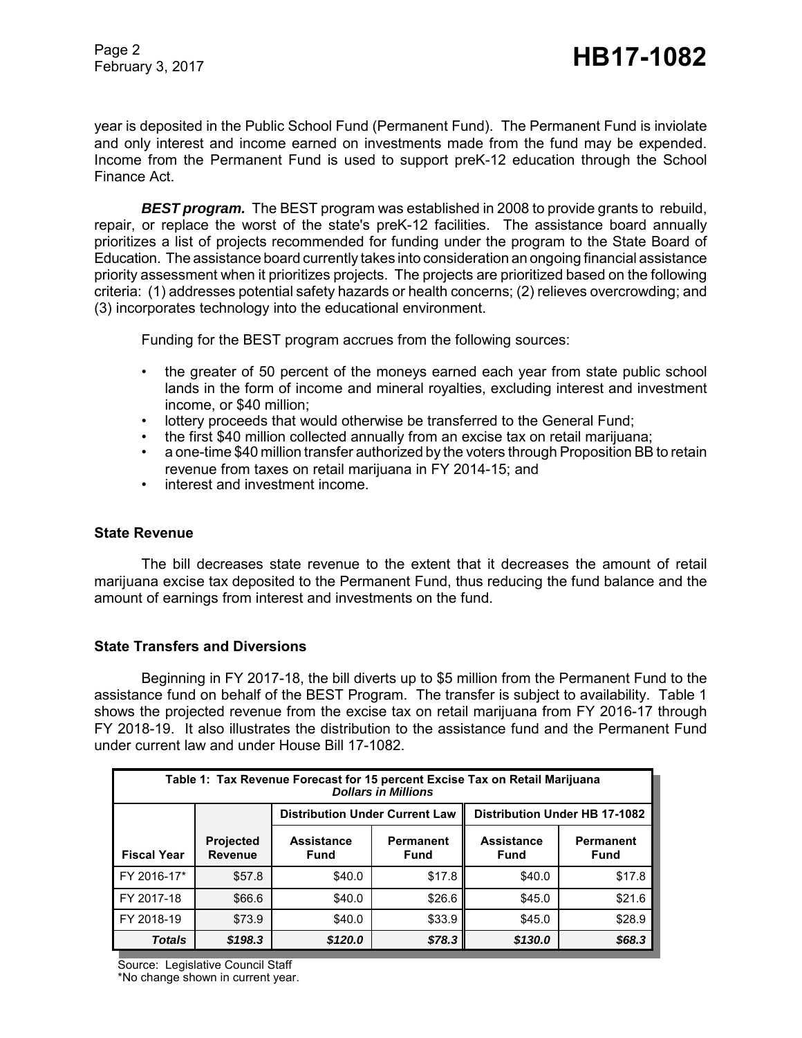year is deposited in the Public School Fund (Permanent Fund). The Permanent Fund is inviolate and only interest and income earned on investments made from the fund may be expended. Income from the Permanent Fund is used to support preK-12 education through the School Finance Act.

***BEST program.*** The BEST program was established in 2008 to provide grants to rebuild, repair, or replace the worst of the state's preK-12 facilities. The assistance board annually prioritizes a list of projects recommended for funding under the program to the State Board of Education. The assistance board currently takes into consideration an ongoing financial assistance priority assessment when it prioritizes projects. The projects are prioritized based on the following criteria: (1) addresses potential safety hazards or health concerns; (2) relieves overcrowding; and (3) incorporates technology into the educational environment.

Funding for the BEST program accrues from the following sources:

- the greater of 50 percent of the moneys earned each year from state public school lands in the form of income and mineral royalties, excluding interest and investment income, or $40 million;
- lottery proceeds that would otherwise be transferred to the General Fund;
- the first $40 million collected annually from an excise tax on retail marijuana;
- a one-time $40 million transfer authorized by the voters through Proposition BB to retain revenue from taxes on retail marijuana in FY 2014-15; and
- interest and investment income.

## State Revenue

The bill decreases state revenue to the extent that it decreases the amount of retail marijuana excise tax deposited to the Permanent Fund, thus reducing the fund balance and the amount of earnings from interest and investments on the fund.

## State Transfers and Diversions

Beginning in FY 2017-18, the bill diverts up to $5 million from the Permanent Fund to the assistance fund on behalf of the BEST Program. The transfer is subject to availability. Table 1 shows the projected revenue from the excise tax on retail marijuana from FY 2016-17 through FY 2018-19. It also illustrates the distribution to the assistance fund and the Permanent Fund under current law and under House Bill 17-1082.

**Table 1: Tax Revenue Forecast for 15 percent Excise Tax on Retail Marijuana**
***Dollars in Millions***

| | | Distribution Under Current Law | | Distribution Under HB 17-1082 | |
|---|---|---|---|---|---|
| **Fiscal Year** | **Projected Revenue** | **Assistance Fund** | **Permanent Fund** | **Assistance Fund** | **Permanent Fund** |
| FY 2016-17* | $57.8 | $40.0 | $17.8 | $40.0 | $17.8 |
| FY 2017-18 | $66.6 | $40.0 | $26.6 | $45.0 | $21.6 |
| FY 2018-19 | $73.9 | $40.0 | $33.9 | $45.0 | $28.9 |
| ***Totals*** | ***$198.3*** | ***$120.0*** | ***$78.3*** | ***$130.0*** | ***$68.3*** |

Source: Legislative Council Staff
*No change shown in current year.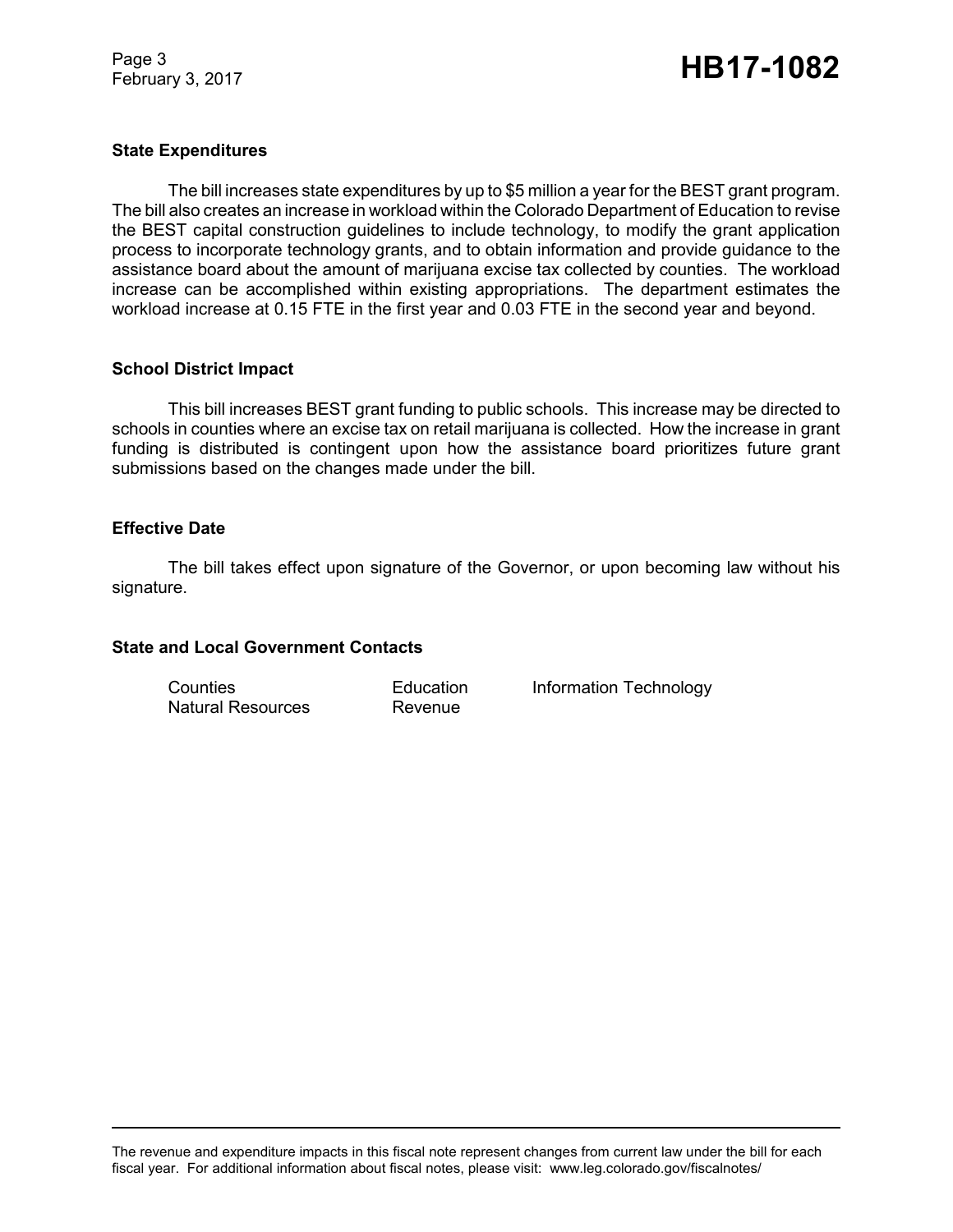### State Expenditures

The bill increases state expenditures by up to $5 million a year for the BEST grant program. The bill also creates an increase in workload within the Colorado Department of Education to revise the BEST capital construction guidelines to include technology, to modify the grant application process to incorporate technology grants, and to obtain information and provide guidance to the assistance board about the amount of marijuana excise tax collected by counties. The workload increase can be accomplished within existing appropriations. The department estimates the workload increase at 0.15 FTE in the first year and 0.03 FTE in the second year and beyond.

### School District Impact

This bill increases BEST grant funding to public schools. This increase may be directed to schools in counties where an excise tax on retail marijuana is collected. How the increase in grant funding is distributed is contingent upon how the assistance board prioritizes future grant submissions based on the changes made under the bill.

### Effective Date

The bill takes effect upon signature of the Governor, or upon becoming law without his signature.

### State and Local Government Contacts

| | | |
|---|---|---|
| Counties | Education | Information Technology |
| Natural Resources | Revenue | |

The revenue and expenditure impacts in this fiscal note represent changes from current law under the bill for each fiscal year. For additional information about fiscal notes, please visit: www.leg.colorado.gov/fiscalnotes/